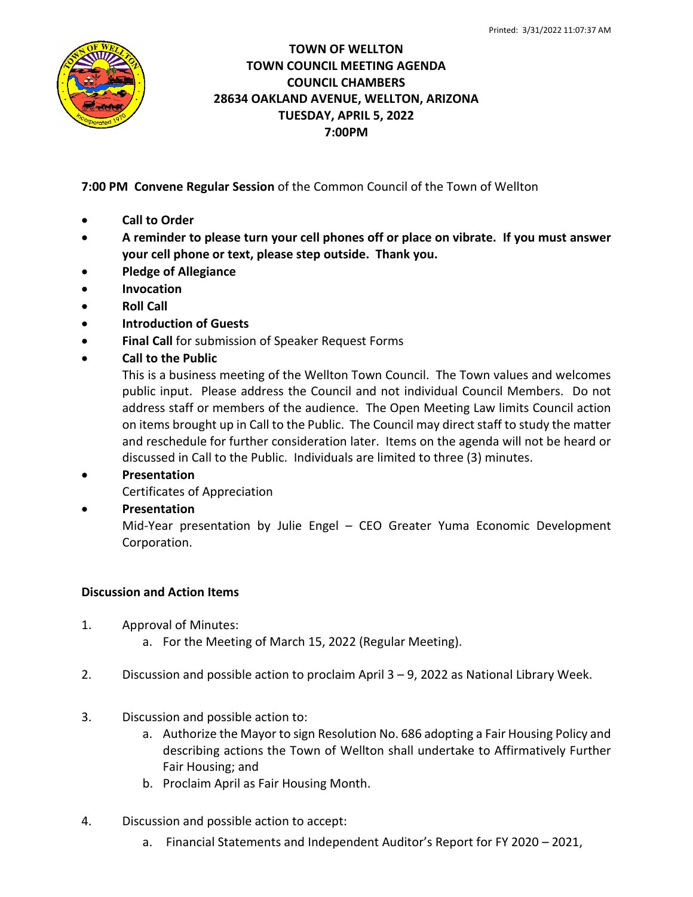# TOWN OF WELLTON
## TOWN COUNCIL MEETING AGENDA
## COUNCIL CHAMBERS
## 28634 OAKLAND AVENUE, WELLTON, ARIZONA
## TUESDAY, APRIL 5, 2022
## 7:00PM

**7:00 PM Convene Regular Session** of the Common Council of the Town of Wellton

- **Call to Order**
- **A reminder to please turn your cell phones off or place on vibrate. If you must answer your cell phone or text, please step outside. Thank you.**
- **Pledge of Allegiance**
- **Invocation**
- **Roll Call**
- **Introduction of Guests**
- **Final Call** for submission of Speaker Request Forms
- **Call to the Public**
  This is a business meeting of the Wellton Town Council. The Town values and welcomes public input. Please address the Council and not individual Council Members. Do not address staff or members of the audience. The Open Meeting Law limits Council action on items brought up in Call to the Public. The Council may direct staff to study the matter and reschedule for further consideration later. Items on the agenda will not be heard or discussed in Call to the Public. Individuals are limited to three (3) minutes.
- **Presentation**
  Certificates of Appreciation
- **Presentation**
  Mid-Year presentation by Julie Engel – CEO Greater Yuma Economic Development Corporation.

**Discussion and Action Items**

1. Approval of Minutes:
   a. For the Meeting of March 15, 2022 (Regular Meeting).

2. Discussion and possible action to proclaim April 3 – 9, 2022 as National Library Week.

3. Discussion and possible action to:
   a. Authorize the Mayor to sign Resolution No. 686 adopting a Fair Housing Policy and describing actions the Town of Wellton shall undertake to Affirmatively Further Fair Housing; and
   b. Proclaim April as Fair Housing Month.

4. Discussion and possible action to accept:
   a. Financial Statements and Independent Auditor's Report for FY 2020 – 2021,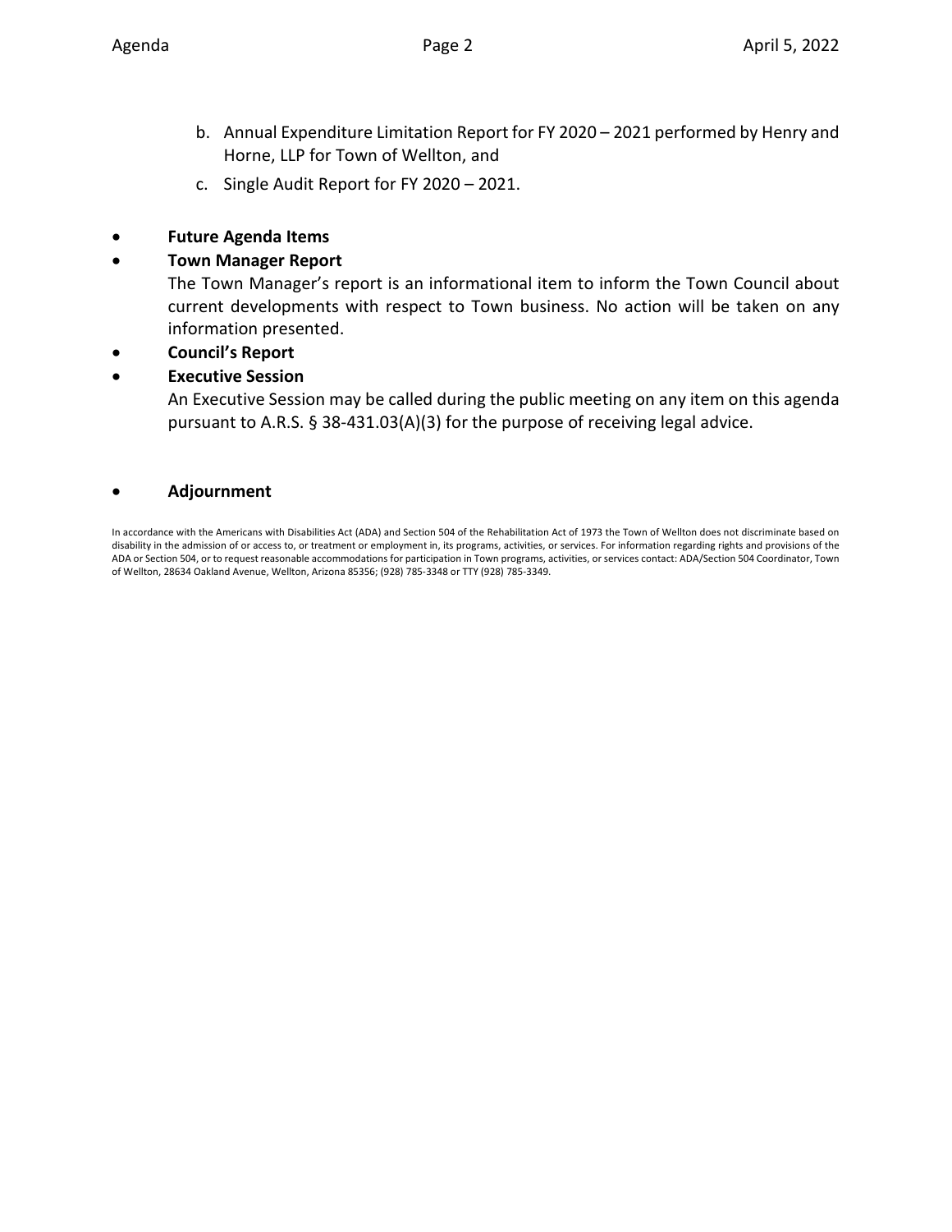b. Annual Expenditure Limitation Report for FY 2020 – 2021 performed by Henry and Horne, LLP for Town of Wellton, and
c. Single Audit Report for FY 2020 – 2021.

- **Future Agenda Items**
- **Town Manager Report**

  The Town Manager's report is an informational item to inform the Town Council about current developments with respect to Town business. No action will be taken on any information presented.
- **Council's Report**
- **Executive Session**

  An Executive Session may be called during the public meeting on any item on this agenda pursuant to A.R.S. § 38-431.03(A)(3) for the purpose of receiving legal advice.

- **Adjournment**

In accordance with the Americans with Disabilities Act (ADA) and Section 504 of the Rehabilitation Act of 1973 the Town of Wellton does not discriminate based on disability in the admission of or access to, or treatment or employment in, its programs, activities, or services. For information regarding rights and provisions of the ADA or Section 504, or to request reasonable accommodations for participation in Town programs, activities, or services contact: ADA/Section 504 Coordinator, Town of Wellton, 28634 Oakland Avenue, Wellton, Arizona 85356; (928) 785-3348 or TTY (928) 785-3349.